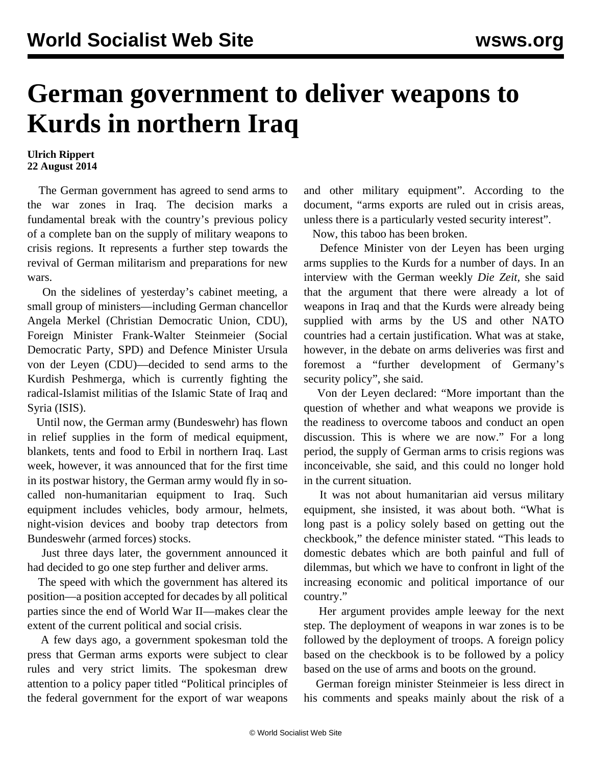# German government to deliver weapons to Kurds in northern Iraq

**Ulrich Rippert**
**22 August 2014**

The German government has agreed to send arms to the war zones in Iraq. The decision marks a fundamental break with the country's previous policy of a complete ban on the supply of military weapons to crisis regions. It represents a further step towards the revival of German militarism and preparations for new wars.

On the sidelines of yesterday's cabinet meeting, a small group of ministers—including German chancellor Angela Merkel (Christian Democratic Union, CDU), Foreign Minister Frank-Walter Steinmeier (Social Democratic Party, SPD) and Defence Minister Ursula von der Leyen (CDU)—decided to send arms to the Kurdish Peshmerga, which is currently fighting the radical-Islamist militias of the Islamic State of Iraq and Syria (ISIS).

Until now, the German army (Bundeswehr) has flown in relief supplies in the form of medical equipment, blankets, tents and food to Erbil in northern Iraq. Last week, however, it was announced that for the first time in its postwar history, the German army would fly in so-called non-humanitarian equipment to Iraq. Such equipment includes vehicles, body armour, helmets, night-vision devices and booby trap detectors from Bundeswehr (armed forces) stocks.

Just three days later, the government announced it had decided to go one step further and deliver arms.

The speed with which the government has altered its position—a position accepted for decades by all political parties since the end of World War II—makes clear the extent of the current political and social crisis.

A few days ago, a government spokesman told the press that German arms exports were subject to clear rules and very strict limits. The spokesman drew attention to a policy paper titled "Political principles of the federal government for the export of war weapons and other military equipment". According to the document, "arms exports are ruled out in crisis areas, unless there is a particularly vested security interest".

Now, this taboo has been broken.

Defence Minister von der Leyen has been urging arms supplies to the Kurds for a number of days. In an interview with the German weekly *Die Zeit*, she said that the argument that there were already a lot of weapons in Iraq and that the Kurds were already being supplied with arms by the US and other NATO countries had a certain justification. What was at stake, however, in the debate on arms deliveries was first and foremost a "further development of Germany's security policy", she said.

Von der Leyen declared: "More important than the question of whether and what weapons we provide is the readiness to overcome taboos and conduct an open discussion. This is where we are now." For a long period, the supply of German arms to crisis regions was inconceivable, she said, and this could no longer hold in the current situation.

It was not about humanitarian aid versus military equipment, she insisted, it was about both. "What is long past is a policy solely based on getting out the checkbook," the defence minister stated. "This leads to domestic debates which are both painful and full of dilemmas, but which we have to confront in light of the increasing economic and political importance of our country."

Her argument provides ample leeway for the next step. The deployment of weapons in war zones is to be followed by the deployment of troops. A foreign policy based on the checkbook is to be followed by a policy based on the use of arms and boots on the ground.

German foreign minister Steinmeier is less direct in his comments and speaks mainly about the risk of a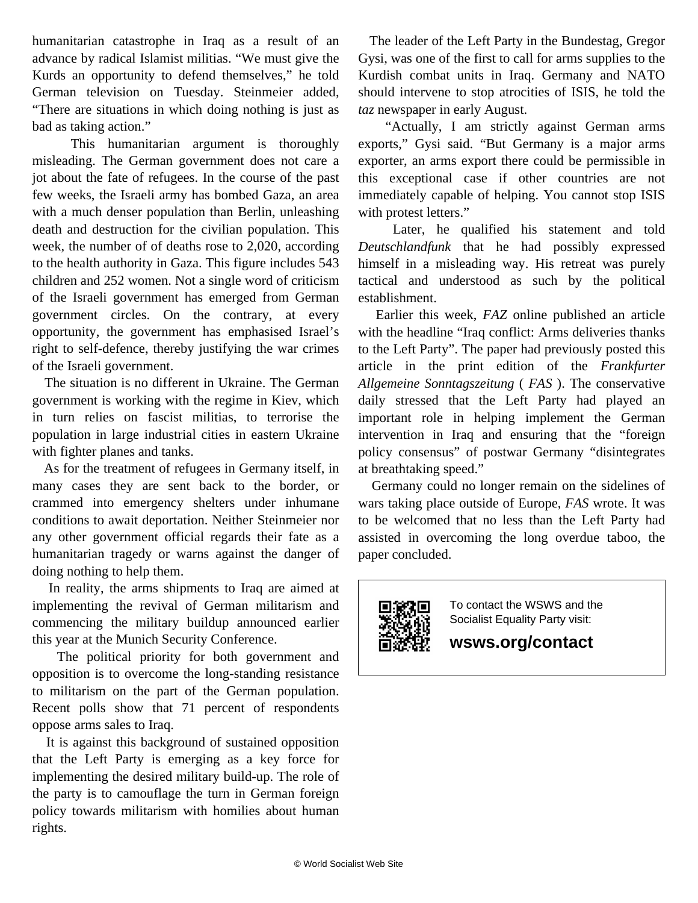humanitarian catastrophe in Iraq as a result of an advance by radical Islamist militias. "We must give the Kurds an opportunity to defend themselves," he told German television on Tuesday. Steinmeier added, "There are situations in which doing nothing is just as bad as taking action."

This humanitarian argument is thoroughly misleading. The German government does not care a jot about the fate of refugees. In the course of the past few weeks, the Israeli army has bombed Gaza, an area with a much denser population than Berlin, unleashing death and destruction for the civilian population. This week, the number of of deaths rose to 2,020, according to the health authority in Gaza. This figure includes 543 children and 252 women. Not a single word of criticism of the Israeli government has emerged from German government circles. On the contrary, at every opportunity, the government has emphasised Israel's right to self-defence, thereby justifying the war crimes of the Israeli government.

The situation is no different in Ukraine. The German government is working with the regime in Kiev, which in turn relies on fascist militias, to terrorise the population in large industrial cities in eastern Ukraine with fighter planes and tanks.

As for the treatment of refugees in Germany itself, in many cases they are sent back to the border, or crammed into emergency shelters under inhumane conditions to await deportation. Neither Steinmeier nor any other government official regards their fate as a humanitarian tragedy or warns against the danger of doing nothing to help them.

In reality, the arms shipments to Iraq are aimed at implementing the revival of German militarism and commencing the military buildup announced earlier this year at the Munich Security Conference.

The political priority for both government and opposition is to overcome the long-standing resistance to militarism on the part of the German population. Recent polls show that 71 percent of respondents oppose arms sales to Iraq.

It is against this background of sustained opposition that the Left Party is emerging as a key force for implementing the desired military build-up. The role of the party is to camouflage the turn in German foreign policy towards militarism with homilies about human rights.

The leader of the Left Party in the Bundestag, Gregor Gysi, was one of the first to call for arms supplies to the Kurdish combat units in Iraq. Germany and NATO should intervene to stop atrocities of ISIS, he told the *taz* newspaper in early August.

"Actually, I am strictly against German arms exports," Gysi said. "But Germany is a major arms exporter, an arms export there could be permissible in this exceptional case if other countries are not immediately capable of helping. You cannot stop ISIS with protest letters."

Later, he qualified his statement and told *Deutschlandfunk* that he had possibly expressed himself in a misleading way. His retreat was purely tactical and understood as such by the political establishment.

Earlier this week, *FAZ* online published an article with the headline "Iraq conflict: Arms deliveries thanks to the Left Party". The paper had previously posted this article in the print edition of the *Frankfurter Allgemeine Sonntagszeitung* ( *FAS* ). The conservative daily stressed that the Left Party had played an important role in helping implement the German intervention in Iraq and ensuring that the "foreign policy consensus" of postwar Germany "disintegrates at breathtaking speed."

Germany could no longer remain on the sidelines of wars taking place outside of Europe, *FAS* wrote. It was to be welcomed that no less than the Left Party had assisted in overcoming the long overdue taboo, the paper concluded.

To contact the WSWS and the Socialist Equality Party visit:

**wsws.org/contact**